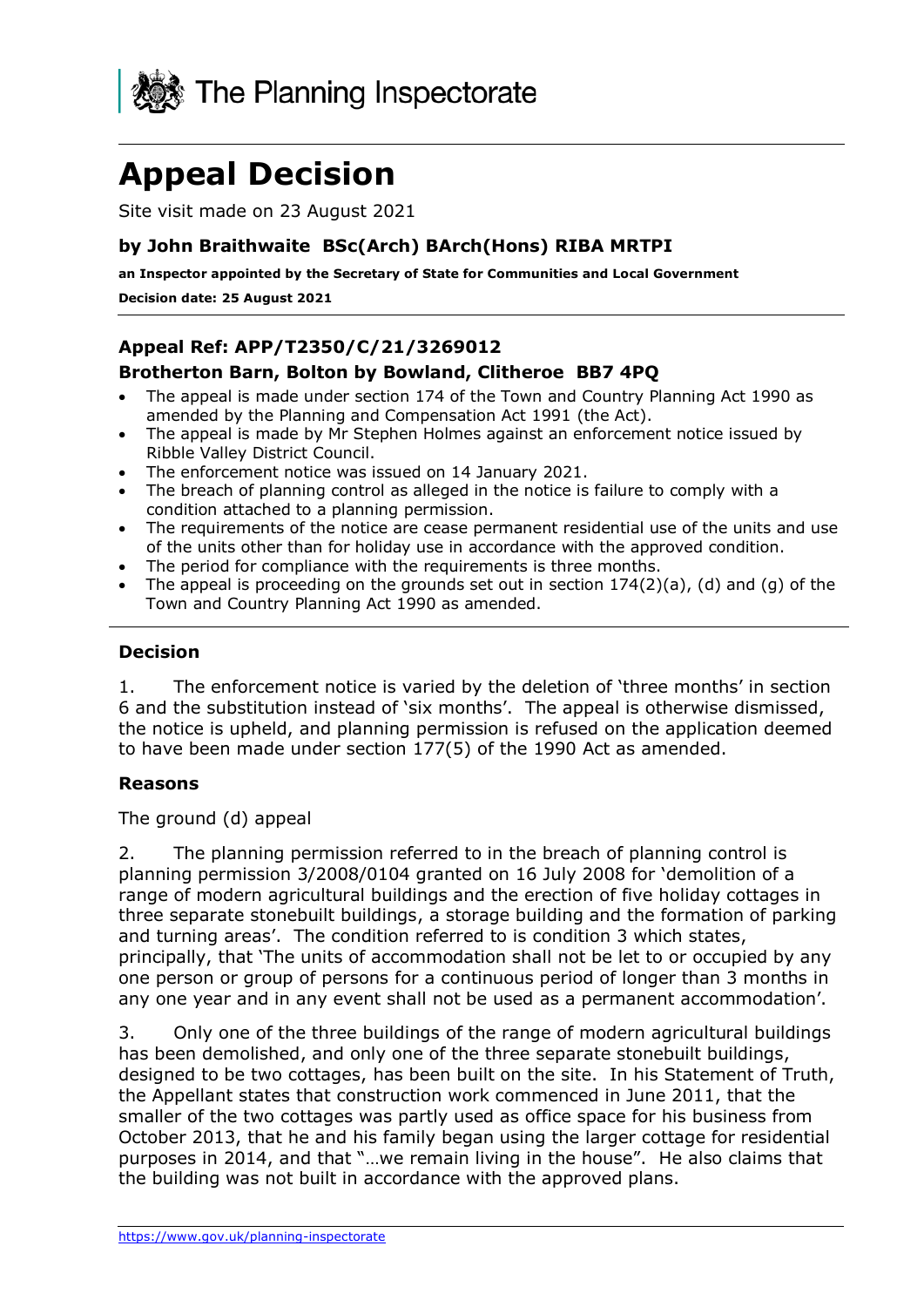The Planning Inspectorate

# Appeal Decision

Site visit made on 23 August 2021

### by John Braithwaite BSc(Arch) BArch(Hons) RIBA MRTPI

**an Inspector appointed by the Secretary of State for Communities and Local Government**

**Decision date: 25 August 2021**

## Appeal Ref: APP/T2350/C/21/3269012

### Brotherton Barn, Bolton by Bowland, Clitheroe BB7 4PQ

- The appeal is made under section 174 of the Town and Country Planning Act 1990 as amended by the Planning and Compensation Act 1991 (the Act).
- The appeal is made by Mr Stephen Holmes against an enforcement notice issued by Ribble Valley District Council.
- The enforcement notice was issued on 14 January 2021.
- The breach of planning control as alleged in the notice is failure to comply with a condition attached to a planning permission.
- The requirements of the notice are cease permanent residential use of the units and use of the units other than for holiday use in accordance with the approved condition.
- The period for compliance with the requirements is three months.
- The appeal is proceeding on the grounds set out in section 174(2)(a), (d) and (g) of the Town and Country Planning Act 1990 as amended.

### Decision

1. The enforcement notice is varied by the deletion of 'three months' in section 6 and the substitution instead of 'six months'. The appeal is otherwise dismissed, the notice is upheld, and planning permission is refused on the application deemed to have been made under section 177(5) of the 1990 Act as amended.

### Reasons

The ground (d) appeal

2. The planning permission referred to in the breach of planning control is planning permission 3/2008/0104 granted on 16 July 2008 for 'demolition of a range of modern agricultural buildings and the erection of five holiday cottages in three separate stonebuilt buildings, a storage building and the formation of parking and turning areas'. The condition referred to is condition 3 which states, principally, that 'The units of accommodation shall not be let to or occupied by any one person or group of persons for a continuous period of longer than 3 months in any one year and in any event shall not be used as a permanent accommodation'.

3. Only one of the three buildings of the range of modern agricultural buildings has been demolished, and only one of the three separate stonebuilt buildings, designed to be two cottages, has been built on the site. In his Statement of Truth, the Appellant states that construction work commenced in June 2011, that the smaller of the two cottages was partly used as office space for his business from October 2013, that he and his family began using the larger cottage for residential purposes in 2014, and that "…we remain living in the house". He also claims that the building was not built in accordance with the approved plans.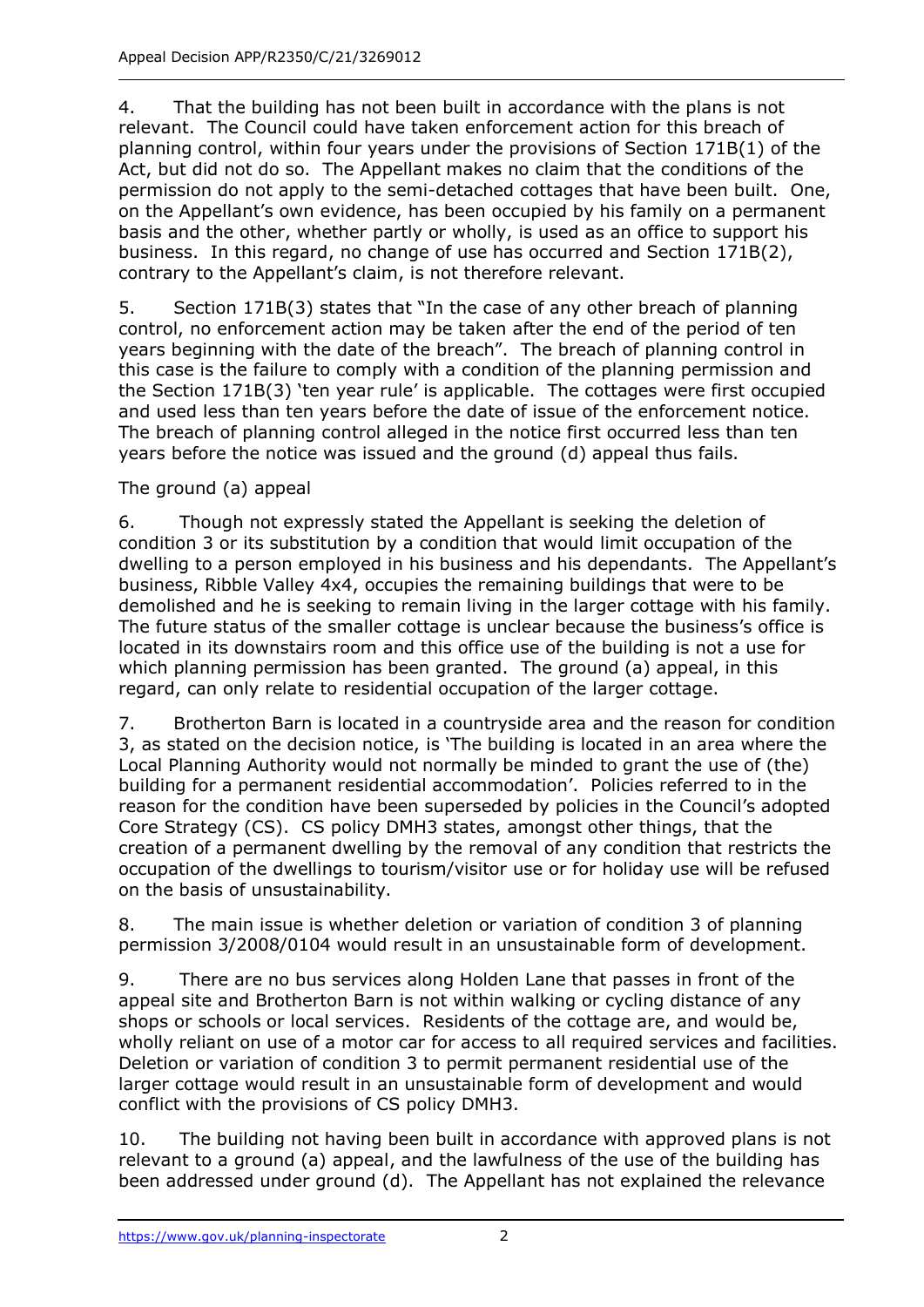4. That the building has not been built in accordance with the plans is not relevant. The Council could have taken enforcement action for this breach of planning control, within four years under the provisions of Section 171B(1) of the Act, but did not do so. The Appellant makes no claim that the conditions of the permission do not apply to the semi-detached cottages that have been built. One, on the Appellant's own evidence, has been occupied by his family on a permanent basis and the other, whether partly or wholly, is used as an office to support his business. In this regard, no change of use has occurred and Section 171B(2), contrary to the Appellant's claim, is not therefore relevant.

5. Section 171B(3) states that "In the case of any other breach of planning control, no enforcement action may be taken after the end of the period of ten years beginning with the date of the breach". The breach of planning control in this case is the failure to comply with a condition of the planning permission and the Section 171B(3) 'ten year rule' is applicable. The cottages were first occupied and used less than ten years before the date of issue of the enforcement notice. The breach of planning control alleged in the notice first occurred less than ten years before the notice was issued and the ground (d) appeal thus fails.

The ground (a) appeal

6. Though not expressly stated the Appellant is seeking the deletion of condition 3 or its substitution by a condition that would limit occupation of the dwelling to a person employed in his business and his dependants. The Appellant's business, Ribble Valley 4x4, occupies the remaining buildings that were to be demolished and he is seeking to remain living in the larger cottage with his family. The future status of the smaller cottage is unclear because the business's office is located in its downstairs room and this office use of the building is not a use for which planning permission has been granted. The ground (a) appeal, in this regard, can only relate to residential occupation of the larger cottage.

7. Brotherton Barn is located in a countryside area and the reason for condition 3, as stated on the decision notice, is 'The building is located in an area where the Local Planning Authority would not normally be minded to grant the use of (the) building for a permanent residential accommodation'. Policies referred to in the reason for the condition have been superseded by policies in the Council's adopted Core Strategy (CS). CS policy DMH3 states, amongst other things, that the creation of a permanent dwelling by the removal of any condition that restricts the occupation of the dwellings to tourism/visitor use or for holiday use will be refused on the basis of unsustainability.

8. The main issue is whether deletion or variation of condition 3 of planning permission 3/2008/0104 would result in an unsustainable form of development.

9. There are no bus services along Holden Lane that passes in front of the appeal site and Brotherton Barn is not within walking or cycling distance of any shops or schools or local services. Residents of the cottage are, and would be, wholly reliant on use of a motor car for access to all required services and facilities. Deletion or variation of condition 3 to permit permanent residential use of the larger cottage would result in an unsustainable form of development and would conflict with the provisions of CS policy DMH3.

10. The building not having been built in accordance with approved plans is not relevant to a ground (a) appeal, and the lawfulness of the use of the building has been addressed under ground (d). The Appellant has not explained the relevance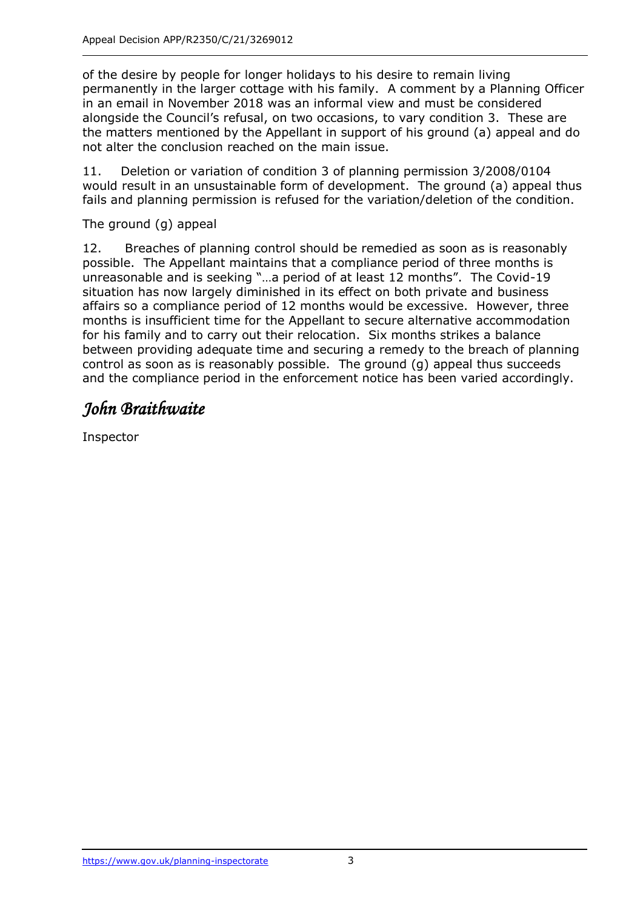of the desire by people for longer holidays to his desire to remain living permanently in the larger cottage with his family. A comment by a Planning Officer in an email in November 2018 was an informal view and must be considered alongside the Council's refusal, on two occasions, to vary condition 3. These are the matters mentioned by the Appellant in support of his ground (a) appeal and do not alter the conclusion reached on the main issue.

11. Deletion or variation of condition 3 of planning permission 3/2008/0104 would result in an unsustainable form of development. The ground (a) appeal thus fails and planning permission is refused for the variation/deletion of the condition.

The ground (g) appeal

12. Breaches of planning control should be remedied as soon as is reasonably possible. The Appellant maintains that a compliance period of three months is unreasonable and is seeking "…a period of at least 12 months". The Covid-19 situation has now largely diminished in its effect on both private and business affairs so a compliance period of 12 months would be excessive. However, three months is insufficient time for the Appellant to secure alternative accommodation for his family and to carry out their relocation. Six months strikes a balance between providing adequate time and securing a remedy to the breach of planning control as soon as is reasonably possible. The ground (g) appeal thus succeeds and the compliance period in the enforcement notice has been varied accordingly.

*John Braithwaite*

Inspector